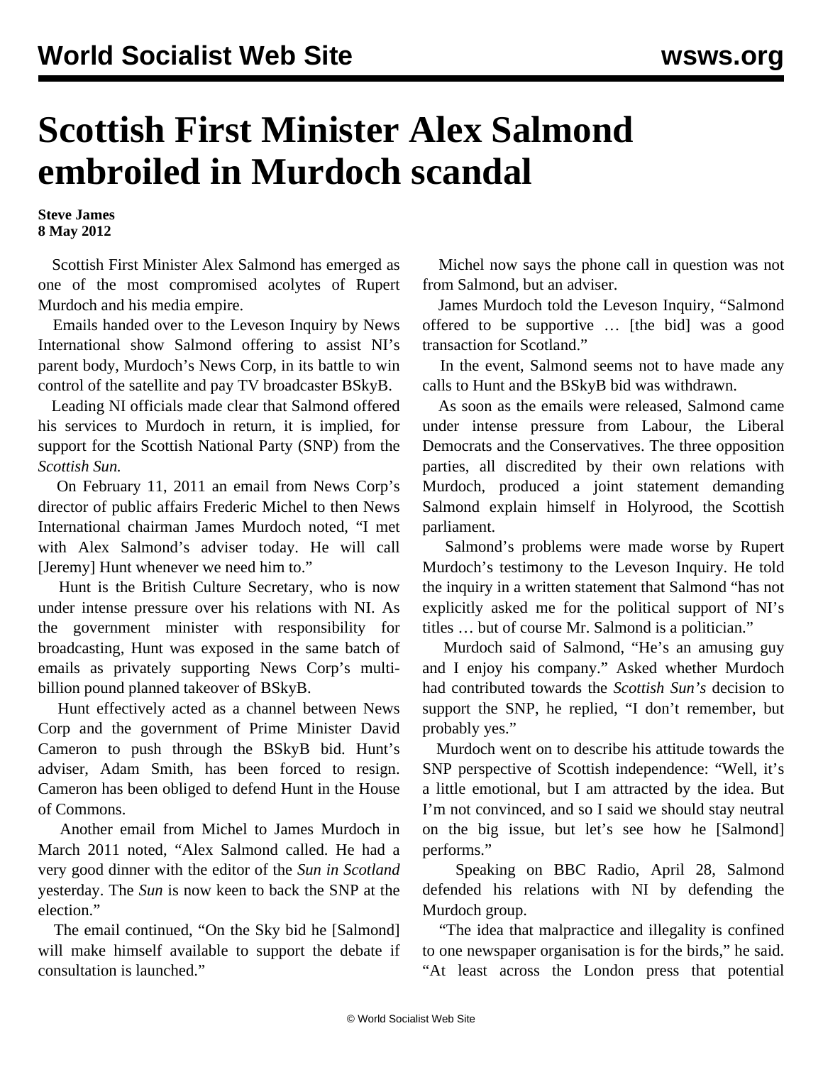# Scottish First Minister Alex Salmond embroiled in Murdoch scandal

**Steve James**
**8 May 2012**

Scottish First Minister Alex Salmond has emerged as one of the most compromised acolytes of Rupert Murdoch and his media empire.

Emails handed over to the Leveson Inquiry by News International show Salmond offering to assist NI's parent body, Murdoch's News Corp, in its battle to win control of the satellite and pay TV broadcaster BSkyB.

Leading NI officials made clear that Salmond offered his services to Murdoch in return, it is implied, for support for the Scottish National Party (SNP) from the *Scottish Sun.*

On February 11, 2011 an email from News Corp's director of public affairs Frederic Michel to then News International chairman James Murdoch noted, "I met with Alex Salmond's adviser today. He will call [Jeremy] Hunt whenever we need him to."

Hunt is the British Culture Secretary, who is now under intense pressure over his relations with NI. As the government minister with responsibility for broadcasting, Hunt was exposed in the same batch of emails as privately supporting News Corp's multi-billion pound planned takeover of BSkyB.

Hunt effectively acted as a channel between News Corp and the government of Prime Minister David Cameron to push through the BSkyB bid. Hunt's adviser, Adam Smith, has been forced to resign. Cameron has been obliged to defend Hunt in the House of Commons.

Another email from Michel to James Murdoch in March 2011 noted, "Alex Salmond called. He had a very good dinner with the editor of the *Sun in Scotland* yesterday. The *Sun* is now keen to back the SNP at the election."

The email continued, "On the Sky bid he [Salmond] will make himself available to support the debate if consultation is launched."

Michel now says the phone call in question was not from Salmond, but an adviser.

James Murdoch told the Leveson Inquiry, "Salmond offered to be supportive … [the bid] was a good transaction for Scotland."

In the event, Salmond seems not to have made any calls to Hunt and the BSkyB bid was withdrawn.

As soon as the emails were released, Salmond came under intense pressure from Labour, the Liberal Democrats and the Conservatives. The three opposition parties, all discredited by their own relations with Murdoch, produced a joint statement demanding Salmond explain himself in Holyrood, the Scottish parliament.

Salmond's problems were made worse by Rupert Murdoch's testimony to the Leveson Inquiry. He told the inquiry in a written statement that Salmond "has not explicitly asked me for the political support of NI's titles … but of course Mr. Salmond is a politician."

Murdoch said of Salmond, "He's an amusing guy and I enjoy his company." Asked whether Murdoch had contributed towards the *Scottish Sun's* decision to support the SNP, he replied, "I don't remember, but probably yes."

Murdoch went on to describe his attitude towards the SNP perspective of Scottish independence: "Well, it's a little emotional, but I am attracted by the idea. But I'm not convinced, and so I said we should stay neutral on the big issue, but let's see how he [Salmond] performs."

Speaking on BBC Radio, April 28, Salmond defended his relations with NI by defending the Murdoch group.

"The idea that malpractice and illegality is confined to one newspaper organisation is for the birds," he said. "At least across the London press that potential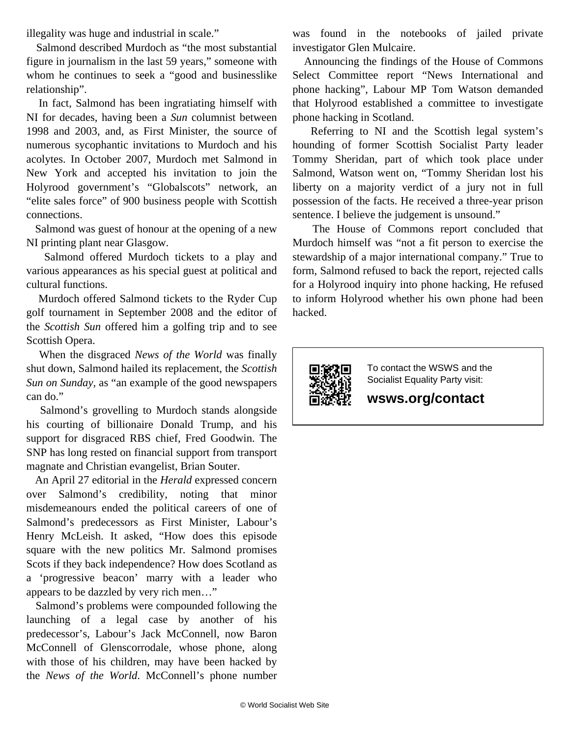illegality was huge and industrial in scale."

Salmond described Murdoch as "the most substantial figure in journalism in the last 59 years," someone with whom he continues to seek a "good and businesslike relationship".

In fact, Salmond has been ingratiating himself with NI for decades, having been a *Sun* columnist between 1998 and 2003, and, as First Minister, the source of numerous sycophantic invitations to Murdoch and his acolytes. In October 2007, Murdoch met Salmond in New York and accepted his invitation to join the Holyrood government's "Globalscots" network, an "elite sales force" of 900 business people with Scottish connections.

Salmond was guest of honour at the opening of a new NI printing plant near Glasgow.

Salmond offered Murdoch tickets to a play and various appearances as his special guest at political and cultural functions.

Murdoch offered Salmond tickets to the Ryder Cup golf tournament in September 2008 and the editor of the *Scottish Sun* offered him a golfing trip and to see Scottish Opera.

When the disgraced *News of the World* was finally shut down, Salmond hailed its replacement, the *Scottish Sun on Sunday*, as "an example of the good newspapers can do."

Salmond's grovelling to Murdoch stands alongside his courting of billionaire Donald Trump, and his support for disgraced RBS chief, Fred Goodwin. The SNP has long rested on financial support from transport magnate and Christian evangelist, Brian Souter.

An April 27 editorial in the *Herald* expressed concern over Salmond's credibility, noting that minor misdemeanours ended the political careers of one of Salmond's predecessors as First Minister, Labour's Henry McLeish. It asked, "How does this episode square with the new politics Mr. Salmond promises Scots if they back independence? How does Scotland as a 'progressive beacon' marry with a leader who appears to be dazzled by very rich men…"

Salmond's problems were compounded following the launching of a legal case by another of his predecessor's, Labour's Jack McConnell, now Baron McConnell of Glenscorrodale, whose phone, along with those of his children, may have been hacked by the *News of the World*. McConnell's phone number was found in the notebooks of jailed private investigator Glen Mulcaire.

Announcing the findings of the House of Commons Select Committee report "News International and phone hacking", Labour MP Tom Watson demanded that Holyrood established a committee to investigate phone hacking in Scotland.

Referring to NI and the Scottish legal system's hounding of former Scottish Socialist Party leader Tommy Sheridan, part of which took place under Salmond, Watson went on, "Tommy Sheridan lost his liberty on a majority verdict of a jury not in full possession of the facts. He received a three-year prison sentence. I believe the judgement is unsound."

The House of Commons report concluded that Murdoch himself was "not a fit person to exercise the stewardship of a major international company." True to form, Salmond refused to back the report, rejected calls for a Holyrood inquiry into phone hacking, He refused to inform Holyrood whether his own phone had been hacked.

To contact the WSWS and the Socialist Equality Party visit:

**wsws.org/contact**